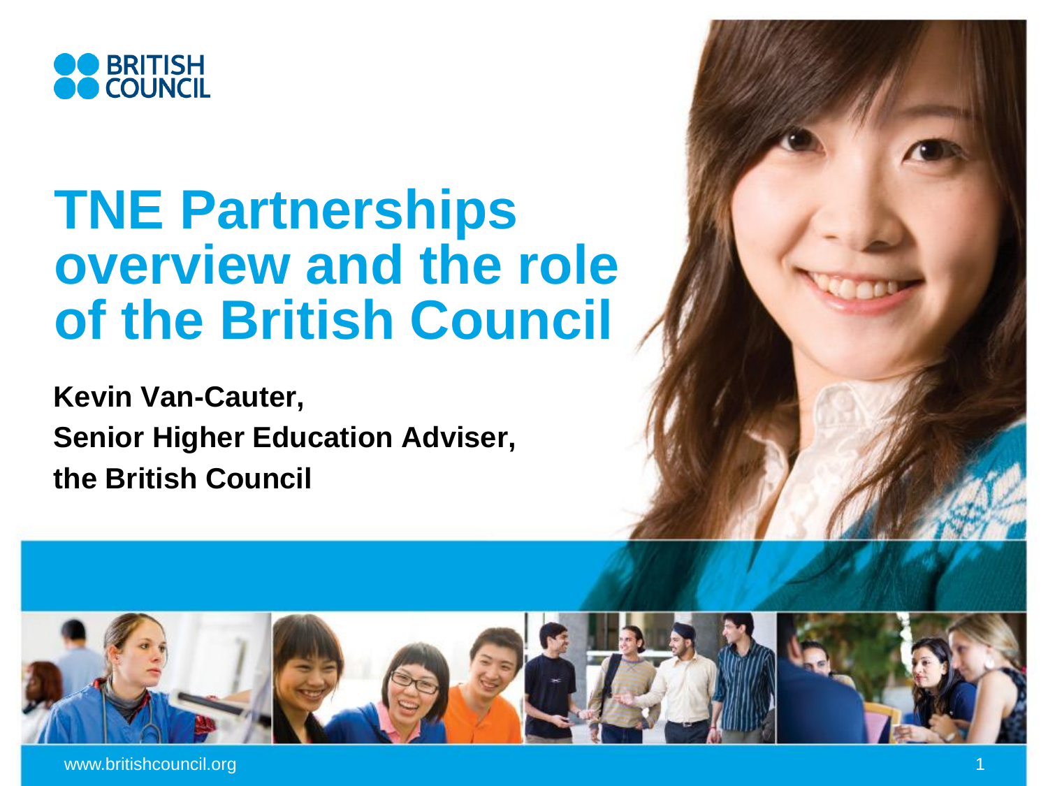BRITISH COUNCIL

# TNE Partnerships overview and the role of the British Council

**Kevin Van-Cauter,**

**Senior Higher Education Adviser,**

**the British Council**

www.britishcouncil.org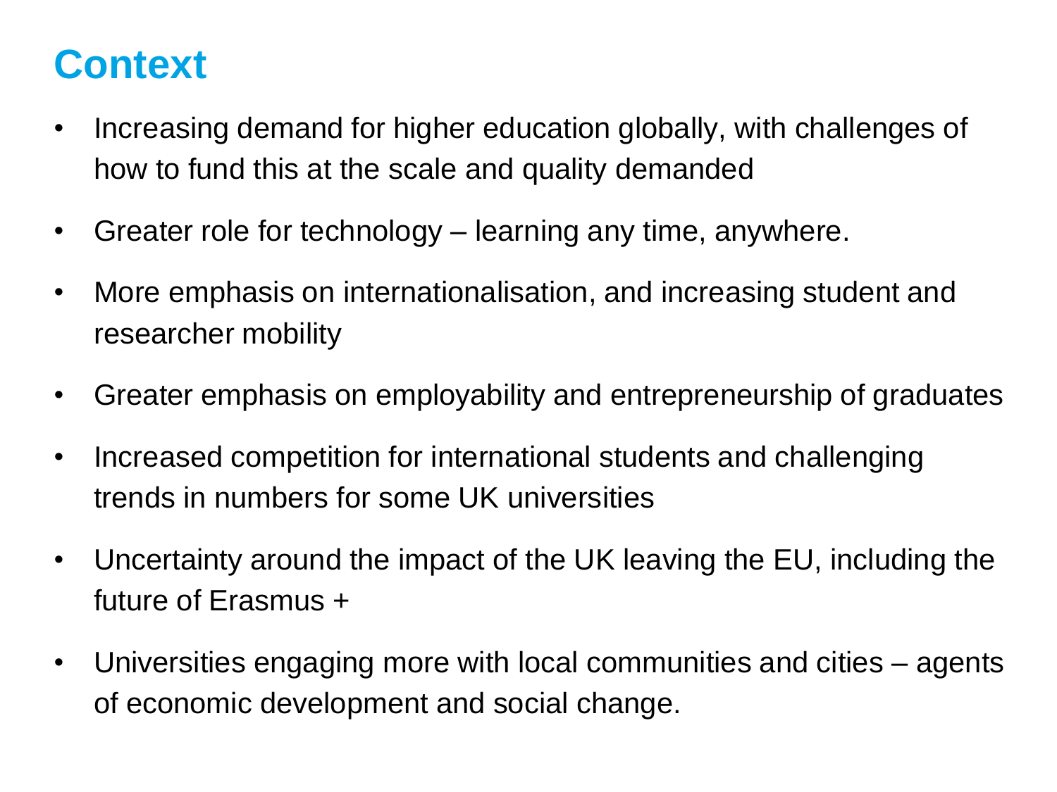# Context

- Increasing demand for higher education globally, with challenges of how to fund this at the scale and quality demanded
- Greater role for technology – learning any time, anywhere.
- More emphasis on internationalisation, and increasing student and researcher mobility
- Greater emphasis on employability and entrepreneurship of graduates
- Increased competition for international students and challenging trends in numbers for some UK universities
- Uncertainty around the impact of the UK leaving the EU, including the future of Erasmus +
- Universities engaging more with local communities and cities – agents of economic development and social change.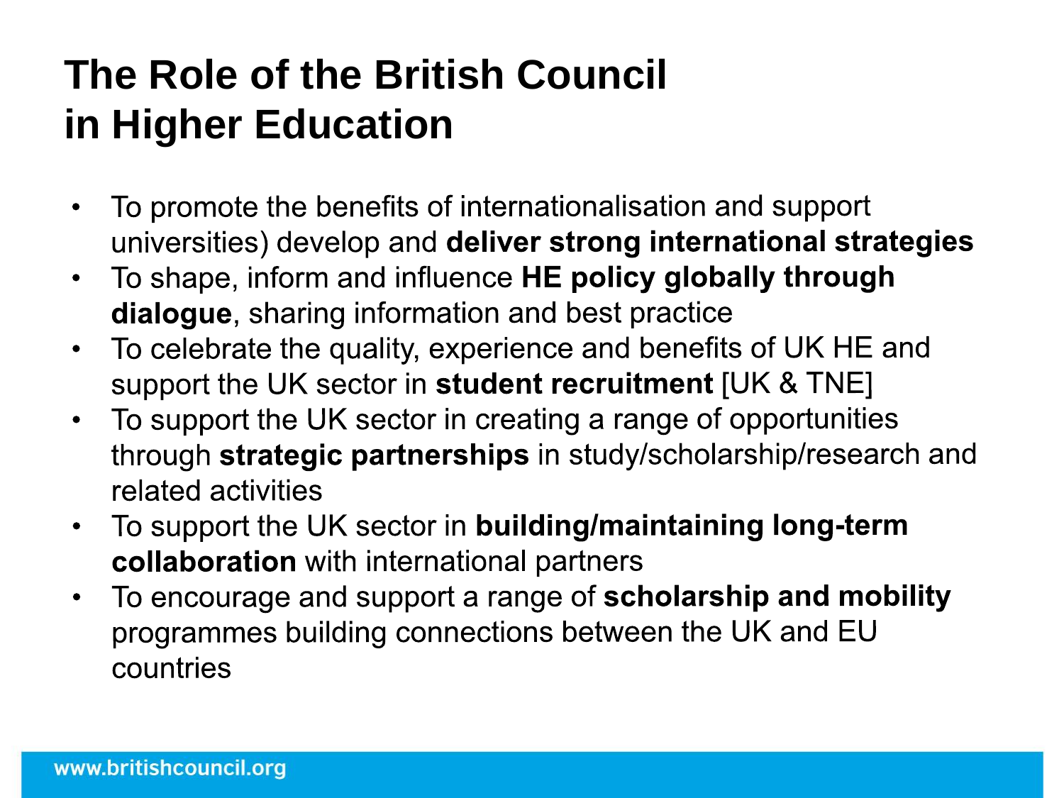# The Role of the British Council in Higher Education

- To promote the benefits of internationalisation and support universities) develop and **deliver strong international strategies**
- To shape, inform and influence **HE policy globally through dialogue**, sharing information and best practice
- To celebrate the quality, experience and benefits of UK HE and support the UK sector in **student recruitment** [UK & TNE]
- To support the UK sector in creating a range of opportunities through **strategic partnerships** in study/scholarship/research and related activities
- To support the UK sector in **building/maintaining long-term collaboration** with international partners
- To encourage and support a range of **scholarship and mobility** programmes building connections between the UK and EU countries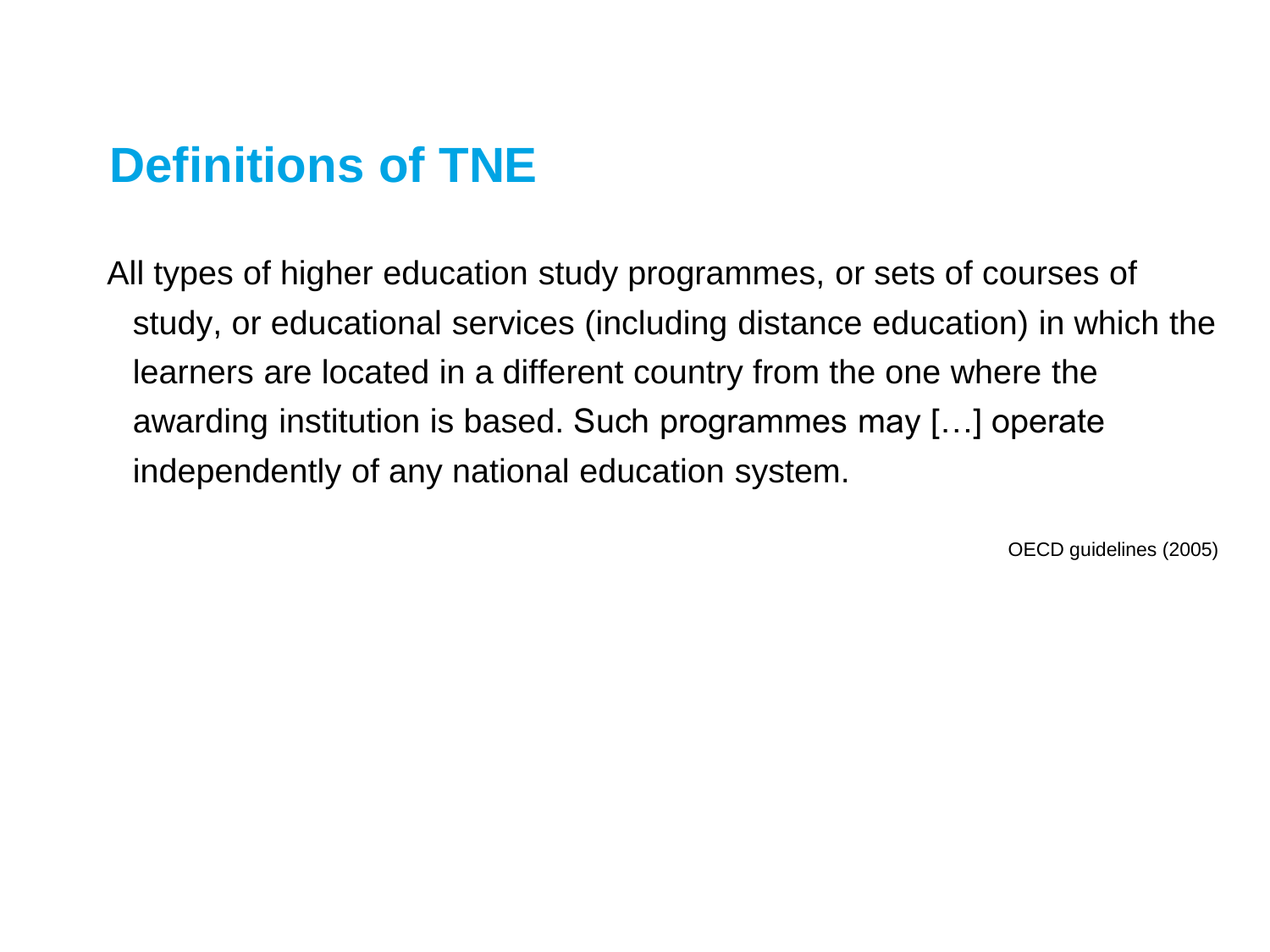# Definitions of TNE

All types of higher education study programmes, or sets of courses of study, or educational services (including distance education) in which the learners are located in a different country from the one where the awarding institution is based. Such programmes may […] operate independently of any national education system.

OECD guidelines (2005)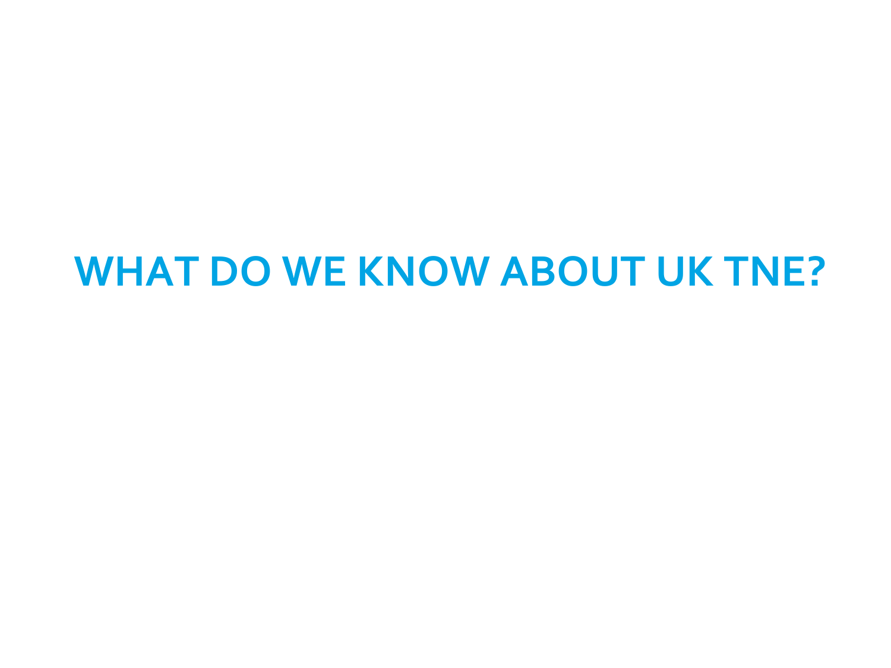# WHAT DO WE KNOW ABOUT UK TNE?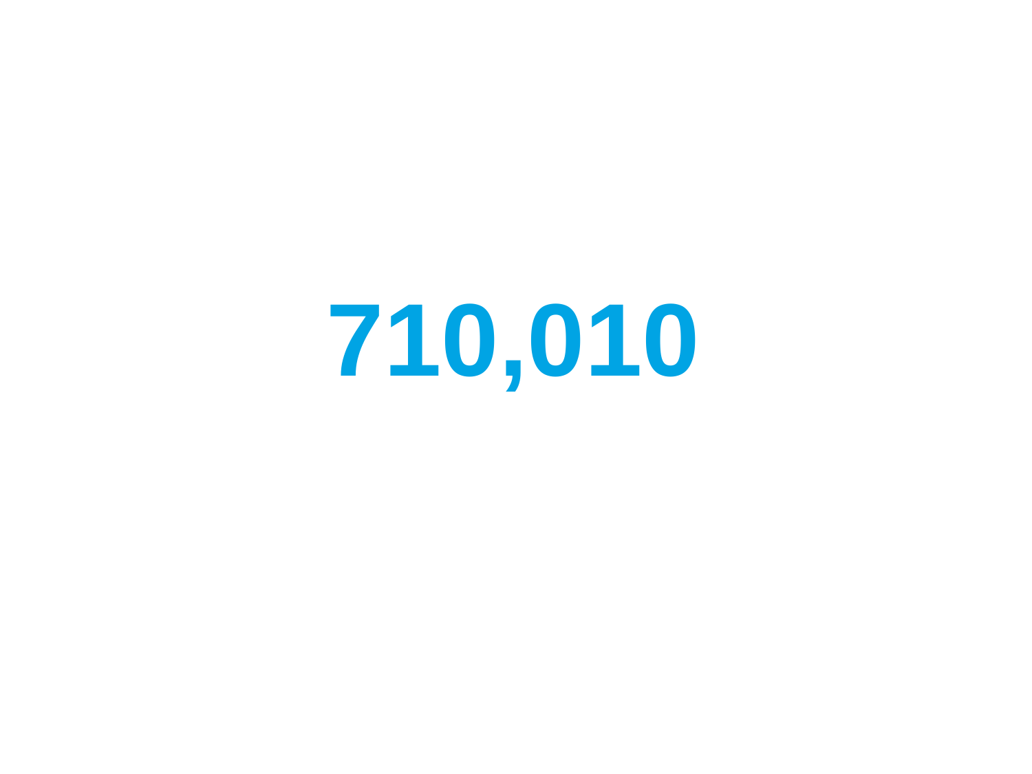710,010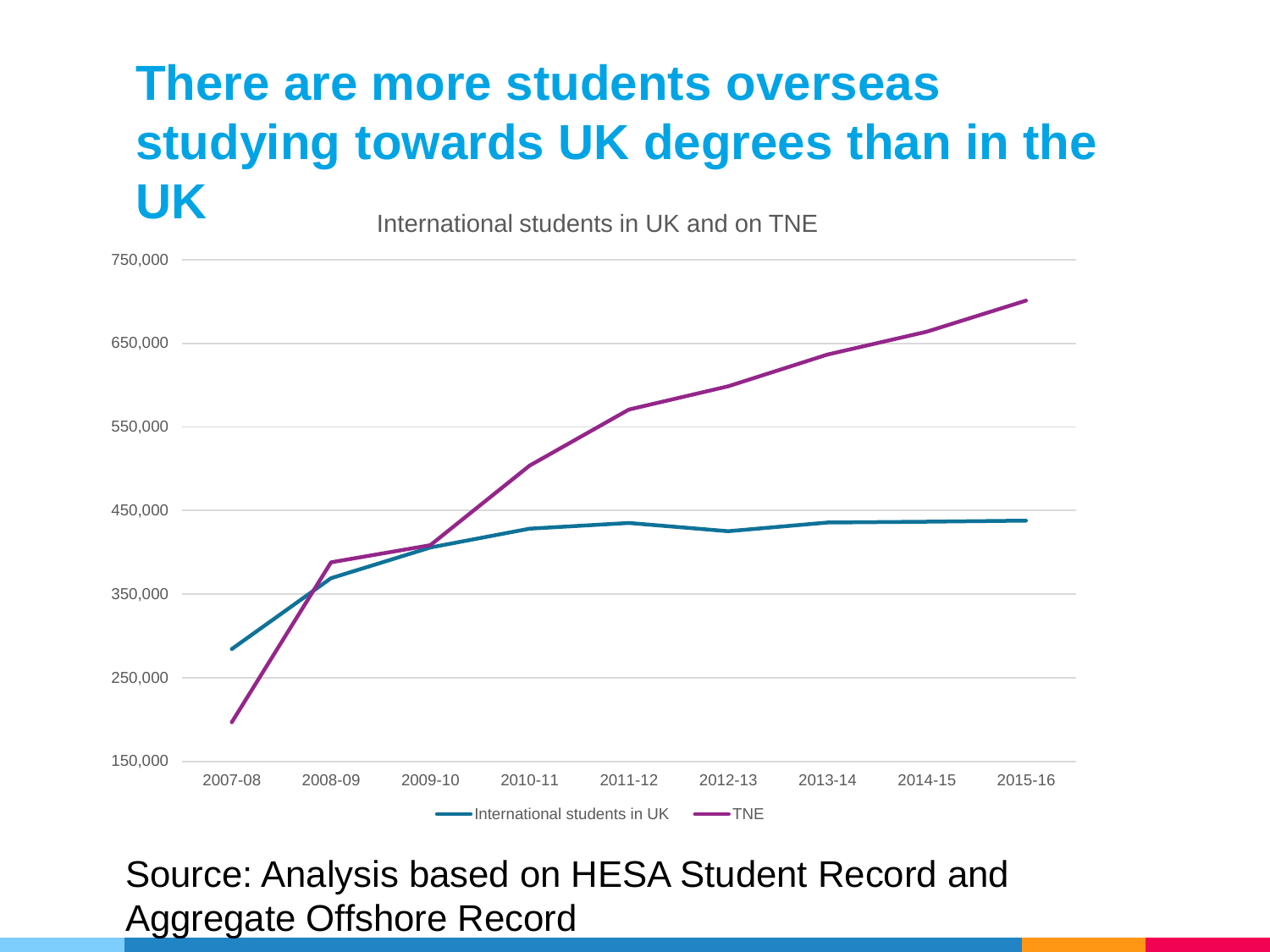# There are more students overseas studying towards UK degrees than in the UK

International students in UK and on TNE

750,000
650,000
550,000
450,000
350,000
250,000
150,000

2007-08 2008-09 2009-10 2010-11 2011-12 2012-13 2013-14 2014-15 2015-16

International students in UK — TNE

Source: Analysis based on HESA Student Record and Aggregate Offshore Record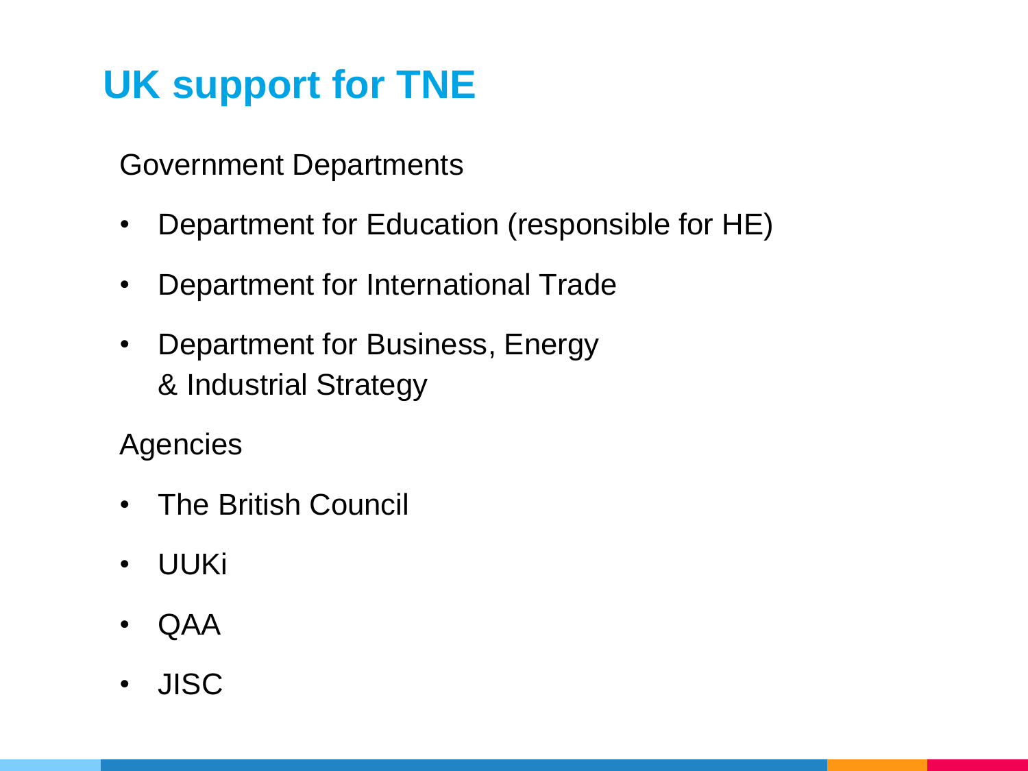# UK support for TNE

Government Departments

- Department for Education (responsible for HE)
- Department for International Trade
- Department for Business, Energy & Industrial Strategy

Agencies

- The British Council
- UUKi
- QAA
- JISC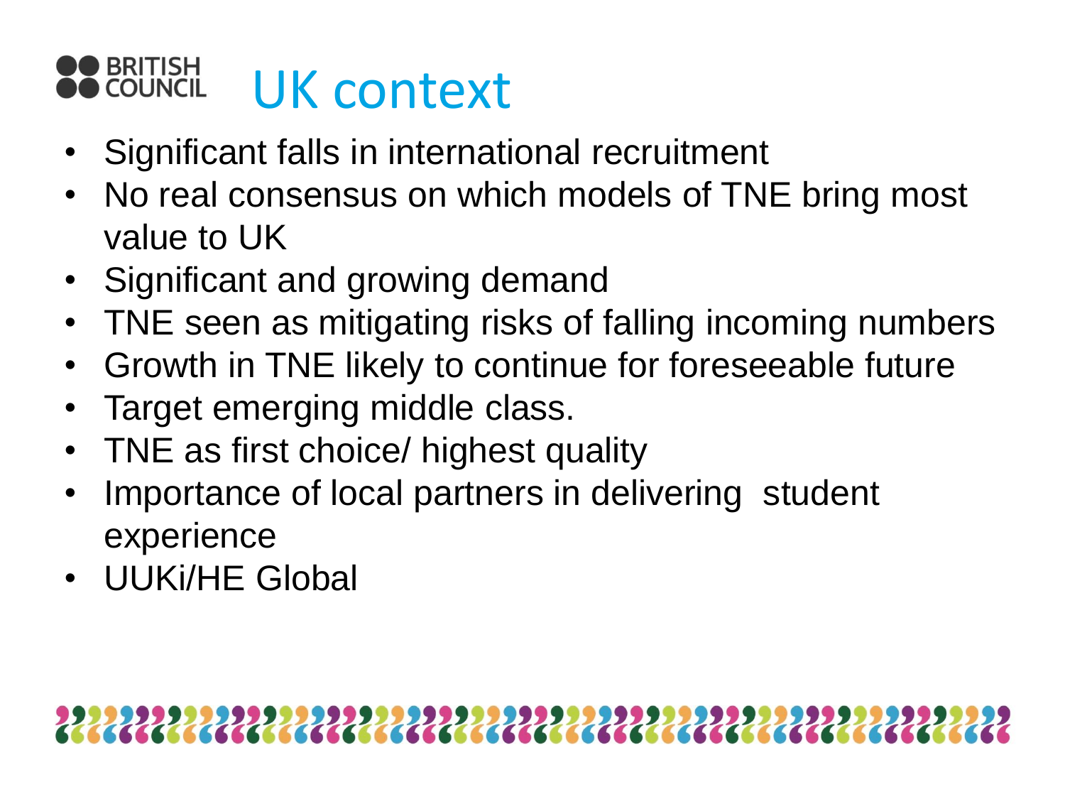# UK context

- Significant falls in international recruitment
- No real consensus on which models of TNE bring most value to UK
- Significant and growing demand
- TNE seen as mitigating risks of falling incoming numbers
- Growth in TNE likely to continue for foreseeable future
- Target emerging middle class.
- TNE as first choice/ highest quality
- Importance of local partners in delivering student experience
- UUKi/HE Global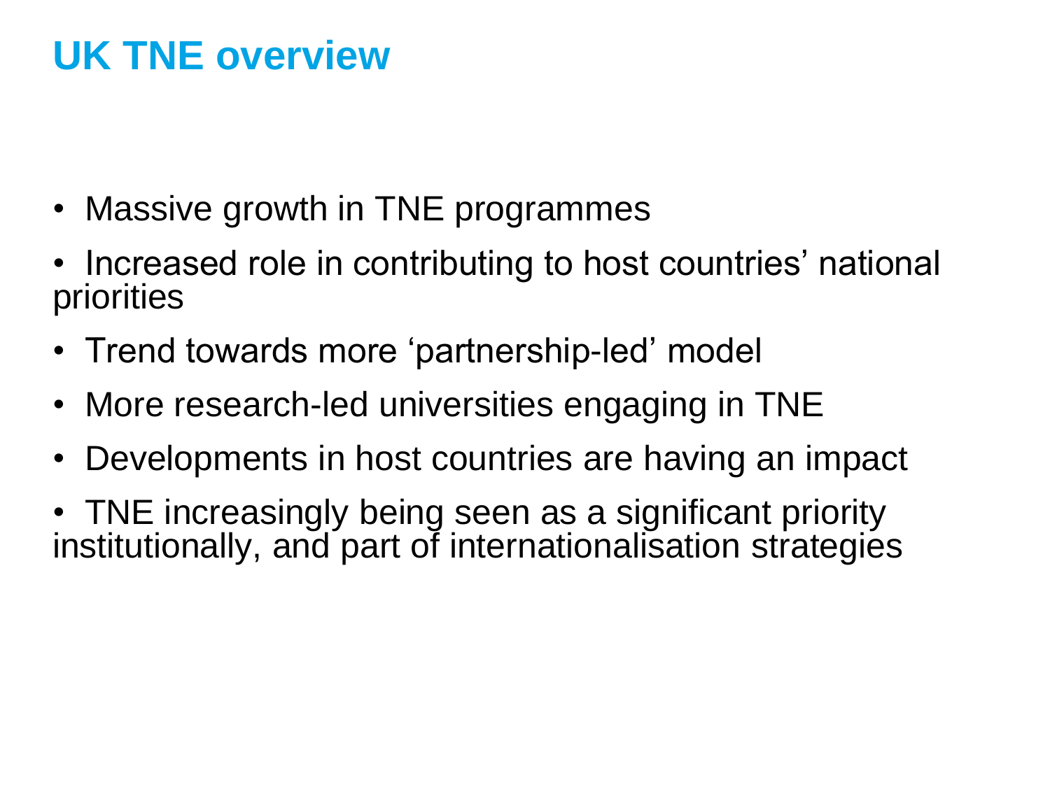# UK TNE overview

- Massive growth in TNE programmes
- Increased role in contributing to host countries' national priorities
- Trend towards more 'partnership-led' model
- More research-led universities engaging in TNE
- Developments in host countries are having an impact
- TNE increasingly being seen as a significant priority institutionally, and part of internationalisation strategies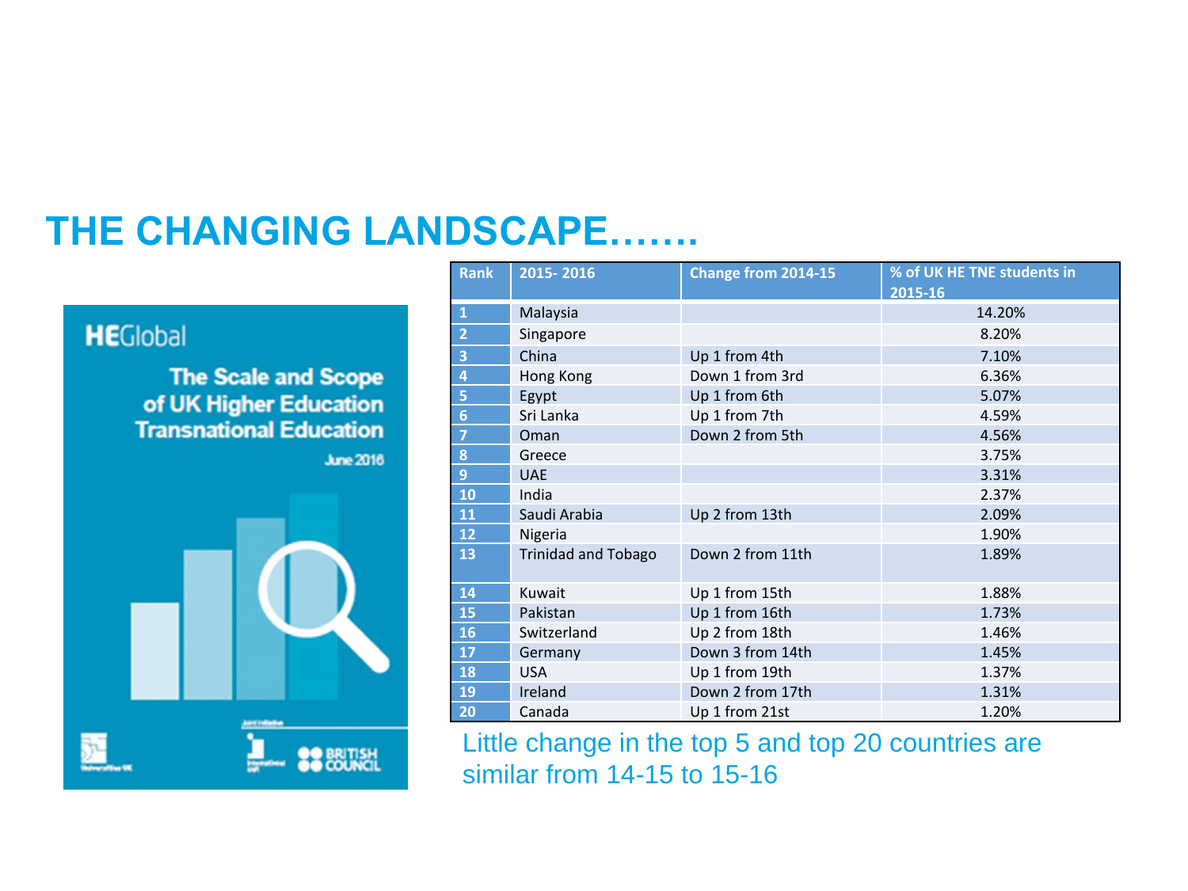# THE CHANGING LANDSCAPE…….

HEGlobal

The Scale and Scope of UK Higher Education Transnational Education

June 2016

| Rank | 2015- 2016 | Change from 2014-15 | % of UK HE TNE students in 2015-16 |
|---|---|---|---|
| 1 | Malaysia | | 14.20% |
| 2 | Singapore | | 8.20% |
| 3 | China | Up 1 from 4th | 7.10% |
| 4 | Hong Kong | Down 1 from 3rd | 6.36% |
| 5 | Egypt | Up 1 from 6th | 5.07% |
| 6 | Sri Lanka | Up 1 from 7th | 4.59% |
| 7 | Oman | Down 2 from 5th | 4.56% |
| 8 | Greece | | 3.75% |
| 9 | UAE | | 3.31% |
| 10 | India | | 2.37% |
| 11 | Saudi Arabia | Up 2 from 13th | 2.09% |
| 12 | Nigeria | | 1.90% |
| 13 | Trinidad and Tobago | Down 2 from 11th | 1.89% |
| 14 | Kuwait | Up 1 from 15th | 1.88% |
| 15 | Pakistan | Up 1 from 16th | 1.73% |
| 16 | Switzerland | Up 2 from 18th | 1.46% |
| 17 | Germany | Down 3 from 14th | 1.45% |
| 18 | USA | Up 1 from 19th | 1.37% |
| 19 | Ireland | Down 2 from 17th | 1.31% |
| 20 | Canada | Up 1 from 21st | 1.20% |

Little change in the top 5 and top 20 countries are similar from 14-15 to 15-16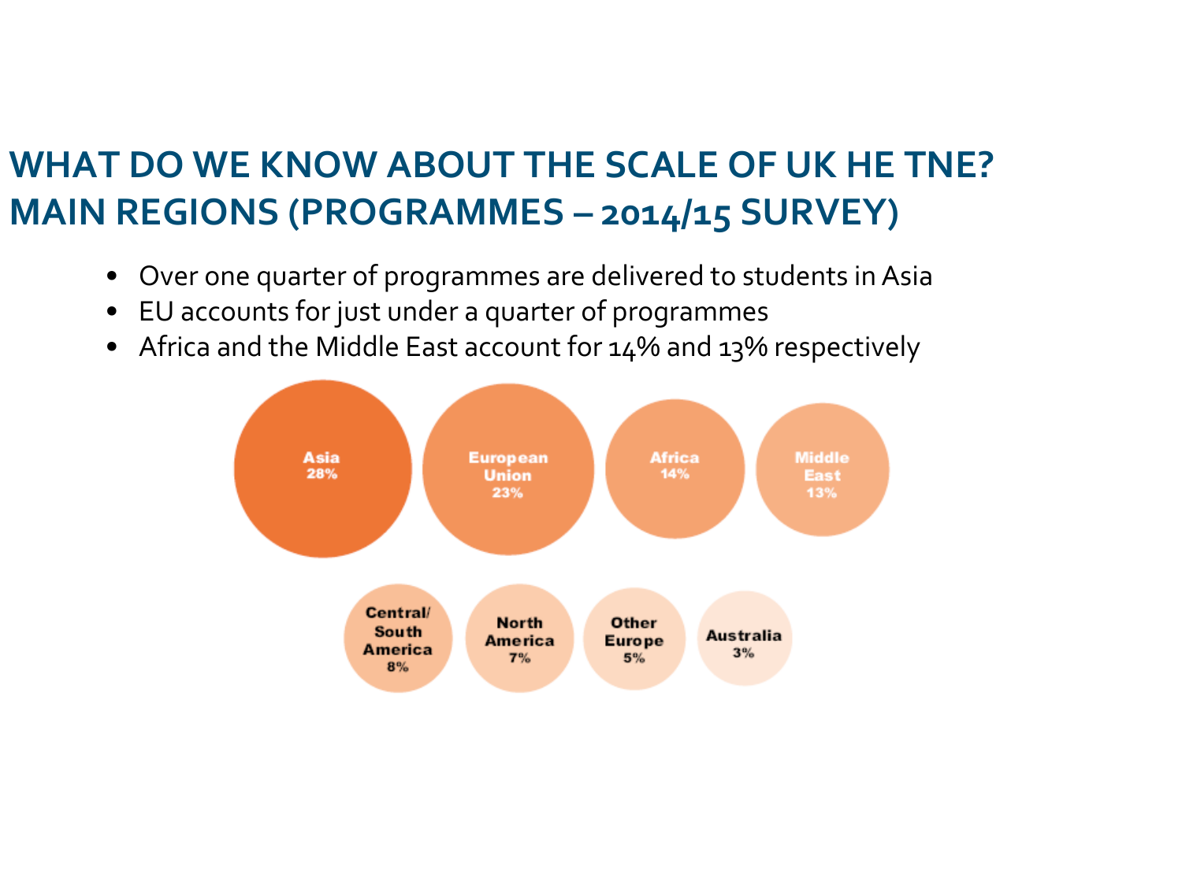# WHAT DO WE KNOW ABOUT THE SCALE OF UK HE TNE? MAIN REGIONS (PROGRAMMES – 2014/15 SURVEY)

- Over one quarter of programmes are delivered to students in Asia
- EU accounts for just under a quarter of programmes
- Africa and the Middle East account for 14% and 13% respectively

Asia 28%

European Union 23%

Africa 14%

Middle East 13%

Central/ South America 8%

North America 7%

Other Europe 5%

Australia 3%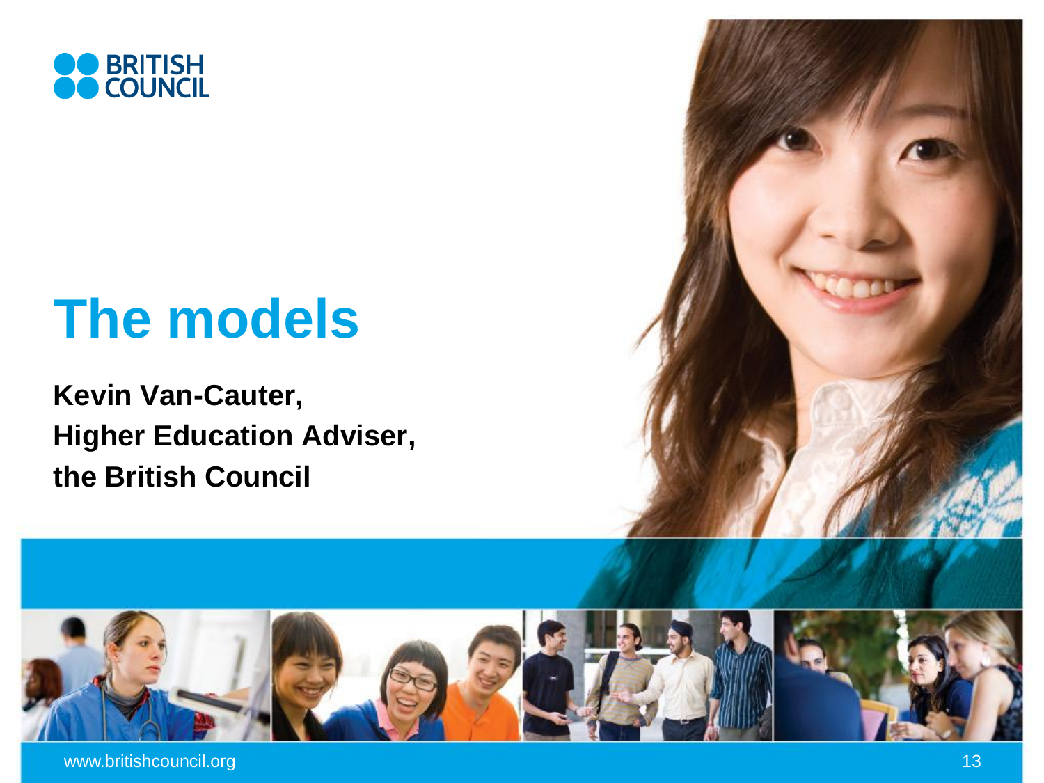# The models

**Kevin Van-Cauter,**
**Higher Education Adviser,**
**the British Council**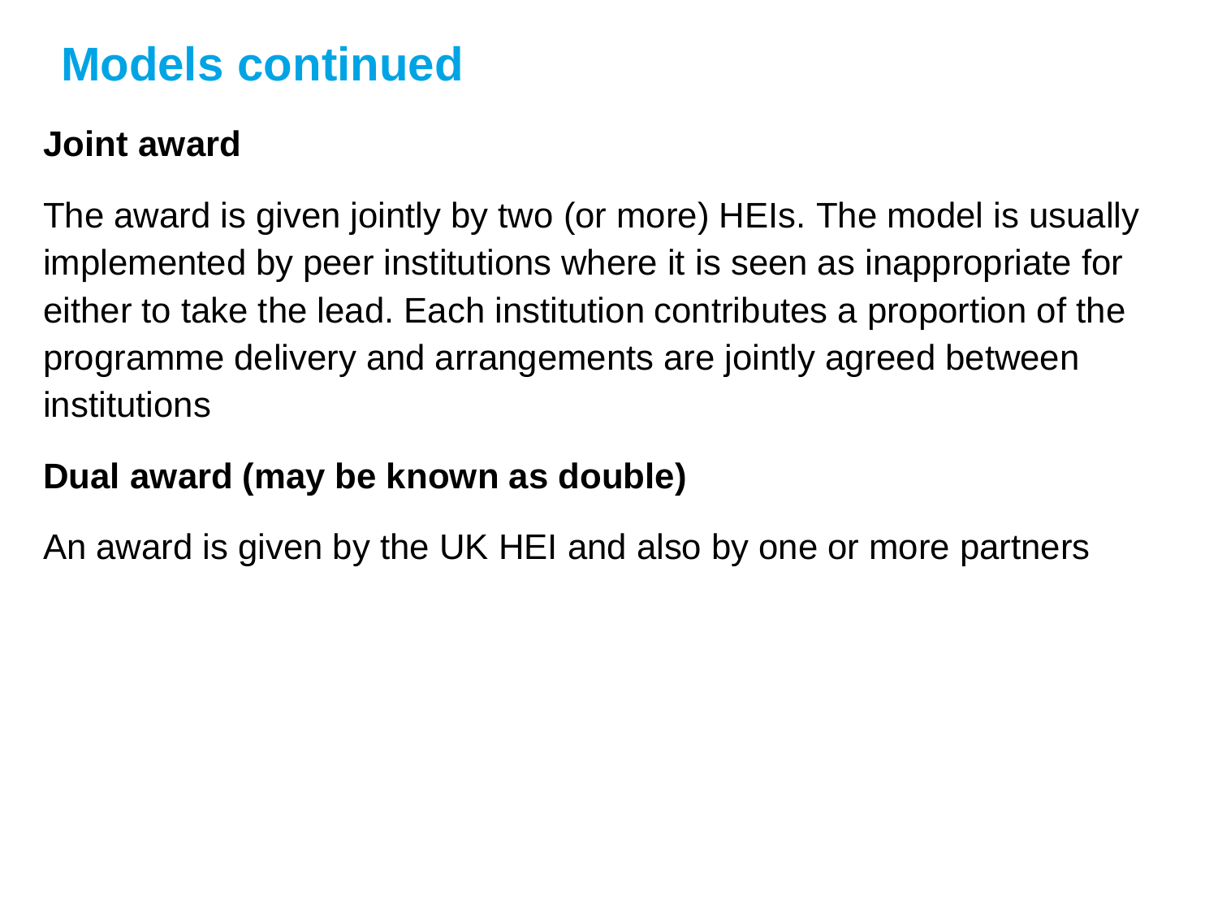# Models continued

**Joint award**

The award is given jointly by two (or more) HEIs. The model is usually implemented by peer institutions where it is seen as inappropriate for either to take the lead. Each institution contributes a proportion of the programme delivery and arrangements are jointly agreed between institutions

**Dual award (may be known as double)**

An award is given by the UK HEI and also by one or more partners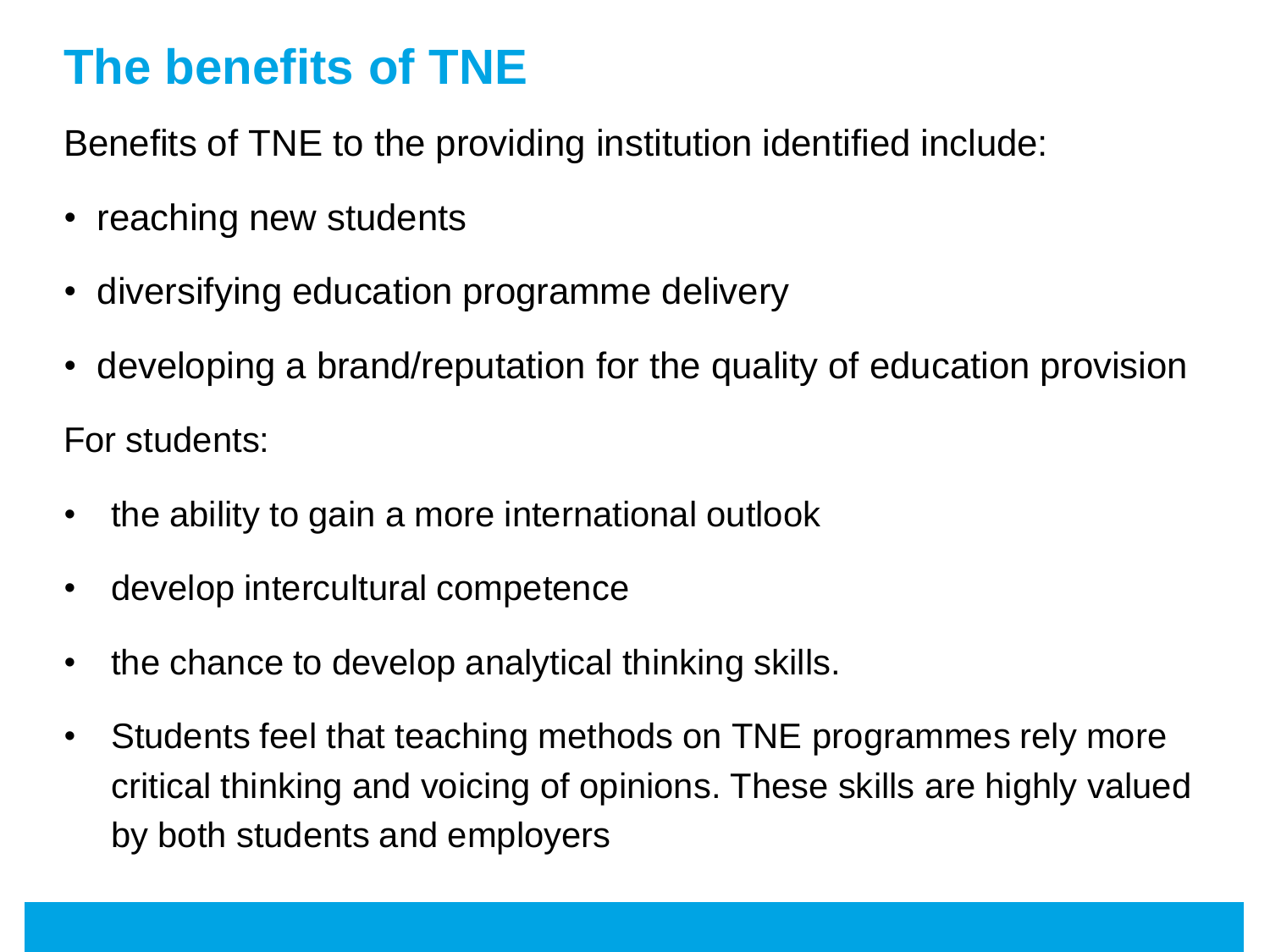# The benefits of TNE

Benefits of TNE to the providing institution identified include:

- reaching new students
- diversifying education programme delivery
- developing a brand/reputation for the quality of education provision

For students:

- the ability to gain a more international outlook
- develop intercultural competence
- the chance to develop analytical thinking skills.
- Students feel that teaching methods on TNE programmes rely more critical thinking and voicing of opinions. These skills are highly valued by both students and employers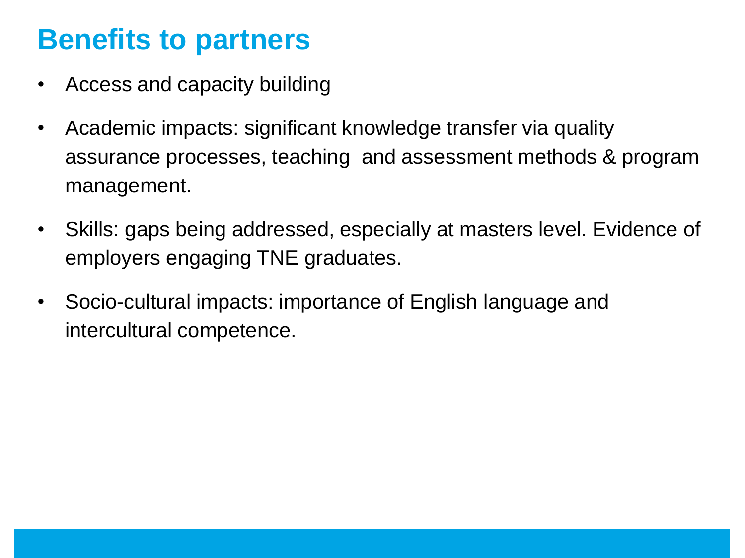# Benefits to partners

- Access and capacity building
- Academic impacts: significant knowledge transfer via quality assurance processes, teaching and assessment methods & program management.
- Skills: gaps being addressed, especially at masters level. Evidence of employers engaging TNE graduates.
- Socio-cultural impacts: importance of English language and intercultural competence.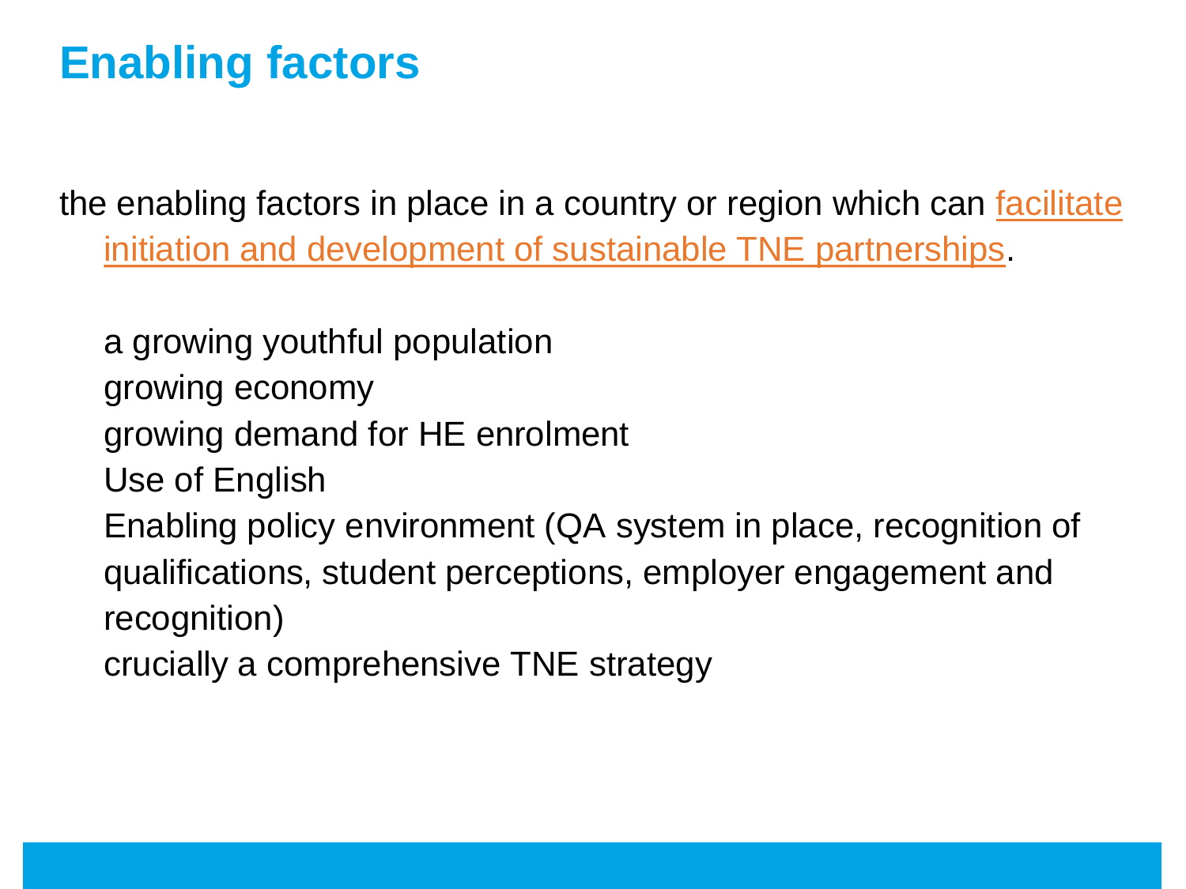# Enabling factors

the enabling factors in place in a country or region which can facilitate initiation and development of sustainable TNE partnerships.

a growing youthful population
growing economy
growing demand for HE enrolment
Use of English
Enabling policy environment (QA system in place, recognition of qualifications, student perceptions, employer engagement and recognition)
crucially a comprehensive TNE strategy